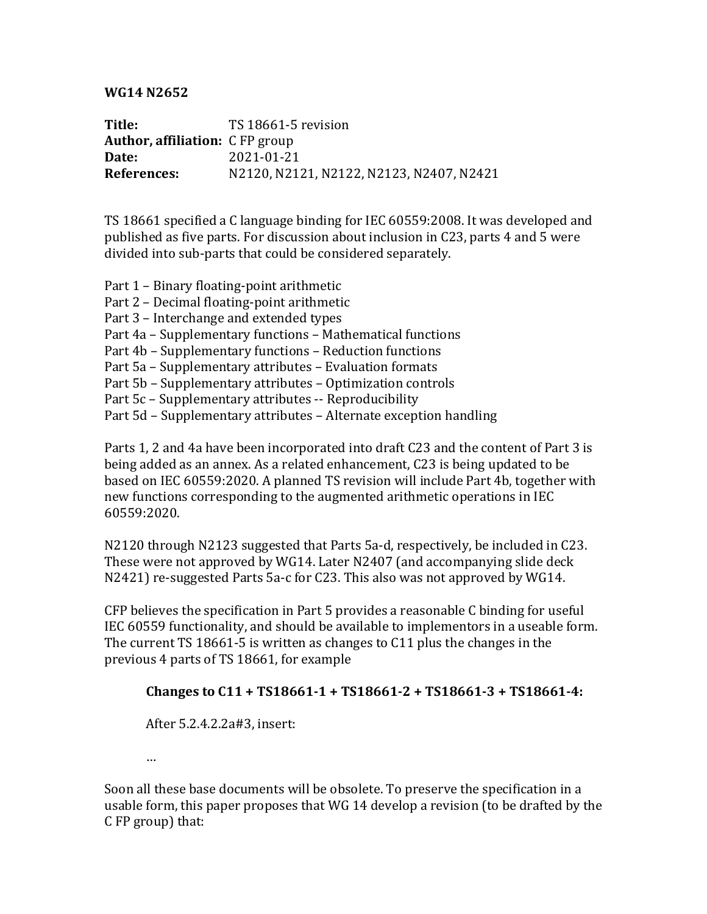**WG14 N2652**

**Title:** TS 18661-5 revision
**Author, affiliation:** C FP group
**Date:** 2021-01-21
**References:** N2120, N2121, N2122, N2123, N2407, N2421

TS 18661 specified a C language binding for IEC 60559:2008. It was developed and published as five parts. For discussion about inclusion in C23, parts 4 and 5 were divided into sub-parts that could be considered separately.

Part 1 – Binary floating-point arithmetic
Part 2 – Decimal floating-point arithmetic
Part 3 – Interchange and extended types
Part 4a – Supplementary functions – Mathematical functions
Part 4b – Supplementary functions – Reduction functions
Part 5a – Supplementary attributes – Evaluation formats
Part 5b – Supplementary attributes – Optimization controls
Part 5c – Supplementary attributes -- Reproducibility
Part 5d – Supplementary attributes – Alternate exception handling

Parts 1, 2 and 4a have been incorporated into draft C23 and the content of Part 3 is being added as an annex. As a related enhancement, C23 is being updated to be based on IEC 60559:2020. A planned TS revision will include Part 4b, together with new functions corresponding to the augmented arithmetic operations in IEC 60559:2020.

N2120 through N2123 suggested that Parts 5a-d, respectively, be included in C23. These were not approved by WG14. Later N2407 (and accompanying slide deck N2421) re-suggested Parts 5a-c for C23. This also was not approved by WG14.

CFP believes the specification in Part 5 provides a reasonable C binding for useful IEC 60559 functionality, and should be available to implementors in a useable form. The current TS 18661-5 is written as changes to C11 plus the changes in the previous 4 parts of TS 18661, for example

> **Changes to C11 + TS18661-1 + TS18661-2 + TS18661-3 + TS18661-4:**
>
> After 5.2.4.2.2a#3, insert:
>
> …

Soon all these base documents will be obsolete. To preserve the specification in a usable form, this paper proposes that WG 14 develop a revision (to be drafted by the C FP group) that: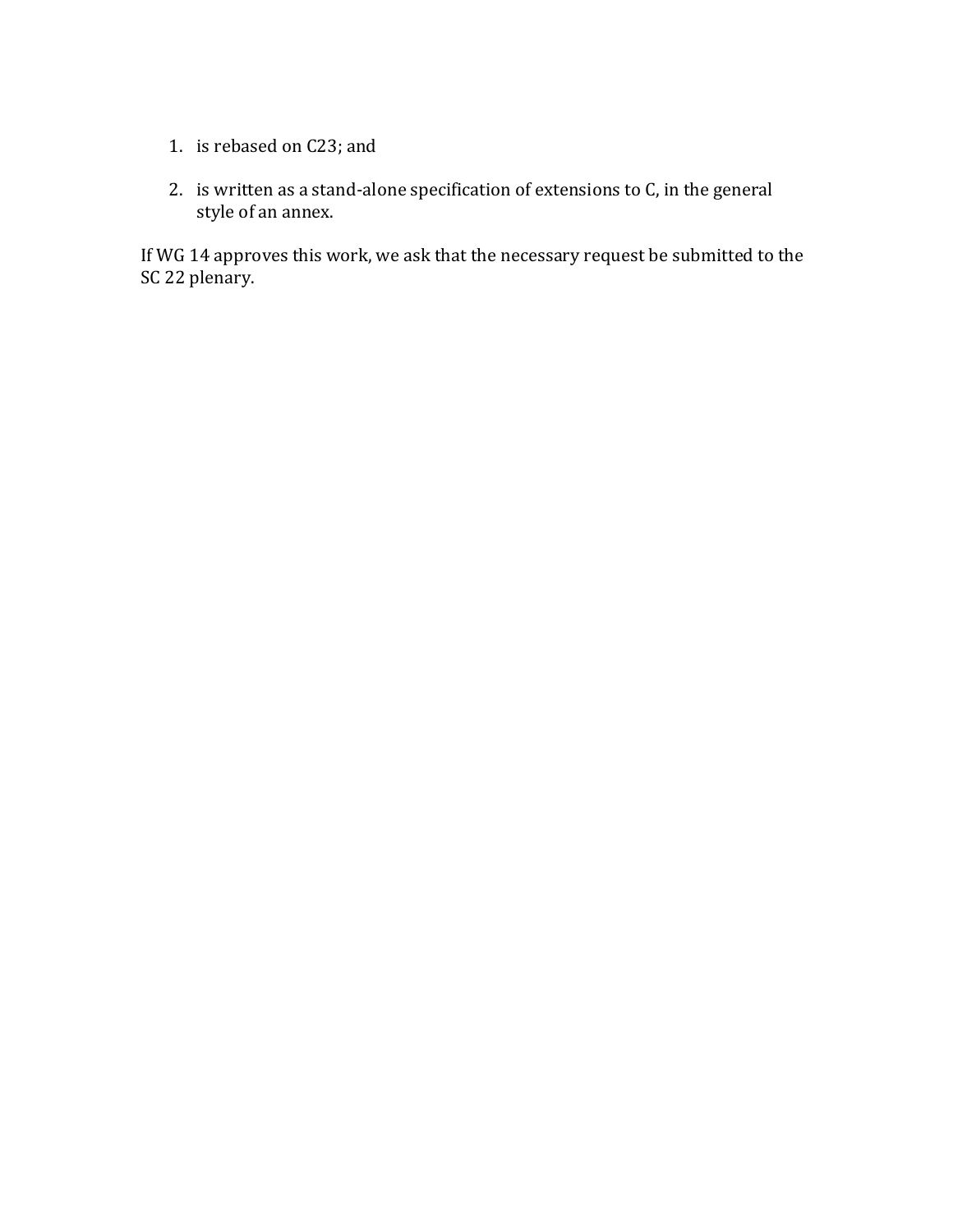1. is rebased on C23; and

2. is written as a stand-alone specification of extensions to C, in the general style of an annex.

If WG 14 approves this work, we ask that the necessary request be submitted to the SC 22 plenary.